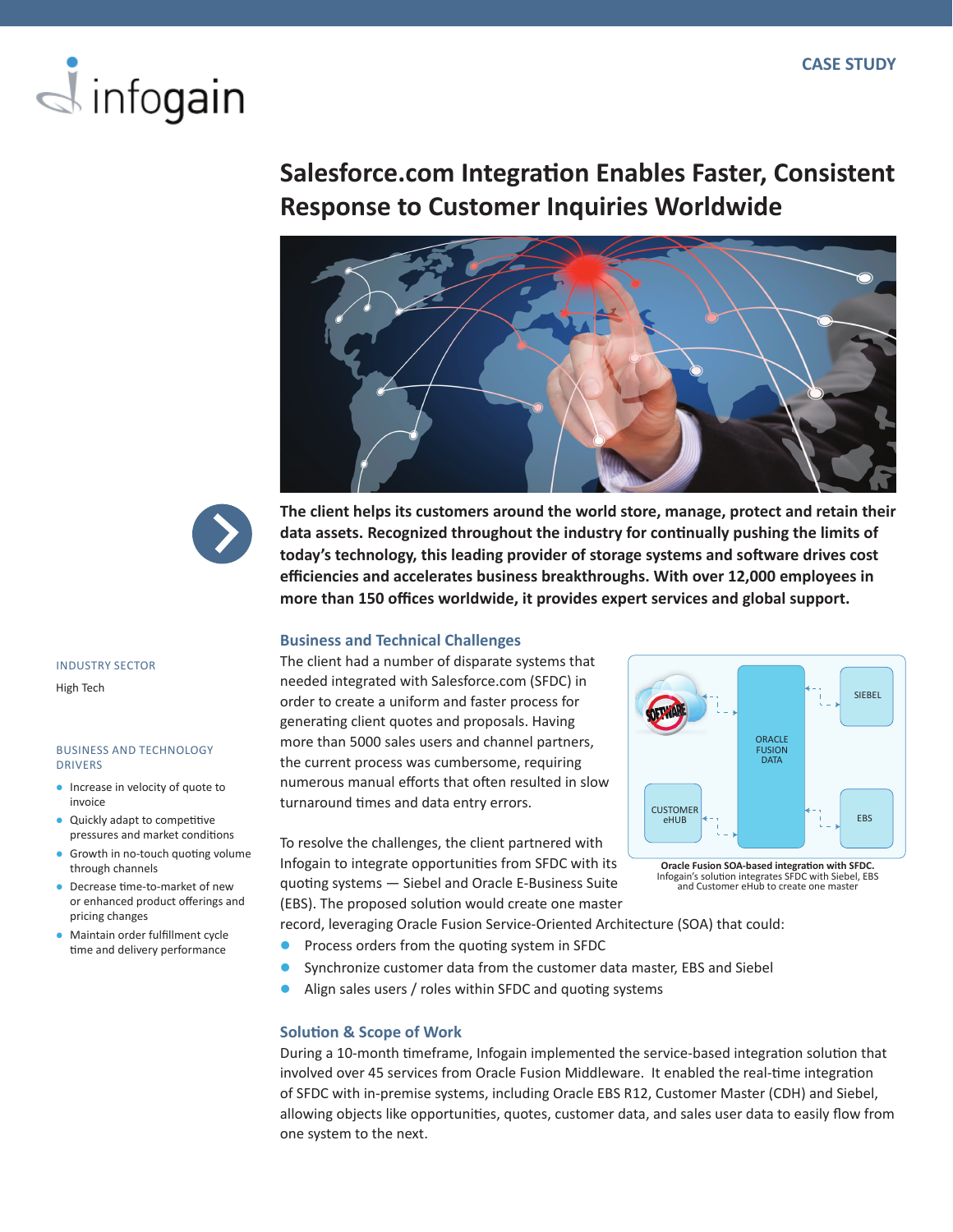CASE STUDY

# Salesforce.com Integration Enables Faster, Consistent Response to Customer Inquiries Worldwide

**The client helps its customers around the world store, manage, protect and retain their data assets. Recognized throughout the industry for continually pushing the limits of today's technology, this leading provider of storage systems and software drives cost efficiencies and accelerates business breakthroughs. With over 12,000 employees in more than 150 offices worldwide, it provides expert services and global support.**

INDUSTRY SECTOR

High Tech

BUSINESS AND TECHNOLOGY DRIVERS

- Increase in velocity of quote to invoice
- Quickly adapt to competitive pressures and market conditions
- Growth in no-touch quoting volume through channels
- Decrease time-to-market of new or enhanced product offerings and pricing changes
- Maintain order fulfillment cycle time and delivery performance

## Business and Technical Challenges

The client had a number of disparate systems that needed integrated with Salesforce.com (SFDC) in order to create a uniform and faster process for generating client quotes and proposals. Having more than 5000 sales users and channel partners, the current process was cumbersome, requiring numerous manual efforts that often resulted in slow turnaround times and data entry errors.

SOFTWARE
ORACLE FUSION DATA
SIEBEL
CUSTOMER eHUB
EBS

**Oracle Fusion SOA-based integration with SFDC.**
Infogain's solution integrates SFDC with Siebel, EBS and Customer eHub to create one master

To resolve the challenges, the client partnered with Infogain to integrate opportunities from SFDC with its quoting systems — Siebel and Oracle E-Business Suite (EBS). The proposed solution would create one master record, leveraging Oracle Fusion Service-Oriented Architecture (SOA) that could:

- Process orders from the quoting system in SFDC
- Synchronize customer data from the customer data master, EBS and Siebel
- Align sales users / roles within SFDC and quoting systems

## Solution & Scope of Work

During a 10-month timeframe, Infogain implemented the service-based integration solution that involved over 45 services from Oracle Fusion Middleware. It enabled the real-time integration of SFDC with in-premise systems, including Oracle EBS R12, Customer Master (CDH) and Siebel, allowing objects like opportunities, quotes, customer data, and sales user data to easily flow from one system to the next.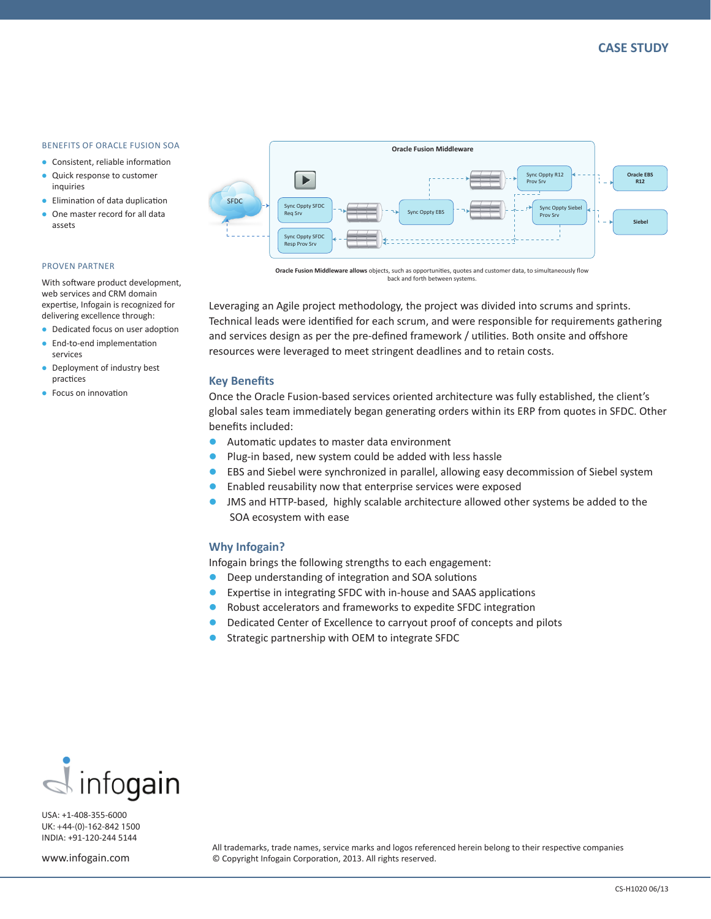CASE STUDY

## BENEFITS OF ORACLE FUSION SOA

- Consistent, reliable information
- Quick response to customer inquiries
- Elimination of data duplication
- One master record for all data assets

## PROVEN PARTNER

With software product development, web services and CRM domain expertise, Infogain is recognized for delivering excellence through:

- Dedicated focus on user adoption
- End-to-end implementation services
- Deployment of industry best practices
- Focus on innovation

Oracle Fusion Middleware

SFDC

Sync Oppty SFDC Req Srv

Sync Oppty SFDC Resp Prov Srv

Sync Oppty EBS

Sync Oppty R12 Prov Srv

Sync Oppty Siebel Prov Srv

Oracle EBS R12

Siebel

**Oracle Fusion Middleware allows** objects, such as opportunities, quotes and customer data, to simultaneously flow back and forth between systems.

Leveraging an Agile project methodology, the project was divided into scrums and sprints. Technical leads were identified for each scrum, and were responsible for requirements gathering and services design as per the pre-defined framework / utilities. Both onsite and offshore resources were leveraged to meet stringent deadlines and to retain costs.

## Key Benefits

Once the Oracle Fusion-based services oriented architecture was fully established, the client's global sales team immediately began generating orders within its ERP from quotes in SFDC. Other benefits included:

- Automatic updates to master data environment
- Plug-in based, new system could be added with less hassle
- EBS and Siebel were synchronized in parallel, allowing easy decommission of Siebel system
- Enabled reusability now that enterprise services were exposed
- JMS and HTTP-based, highly scalable architecture allowed other systems be added to the SOA ecosystem with ease

## Why Infogain?

Infogain brings the following strengths to each engagement:

- Deep understanding of integration and SOA solutions
- Expertise in integrating SFDC with in-house and SAAS applications
- Robust accelerators and frameworks to expedite SFDC integration
- Dedicated Center of Excellence to carryout proof of concepts and pilots
- Strategic partnership with OEM to integrate SFDC

infogain

USA: +1-408-355-6000
UK: +44-(0)-162-842 1500
INDIA: +91-120-244 5144

www.infogain.com

All trademarks, trade names, service marks and logos referenced herein belong to their respective companies
© Copyright Infogain Corporation, 2013. All rights reserved.

CS-H1020 06/13